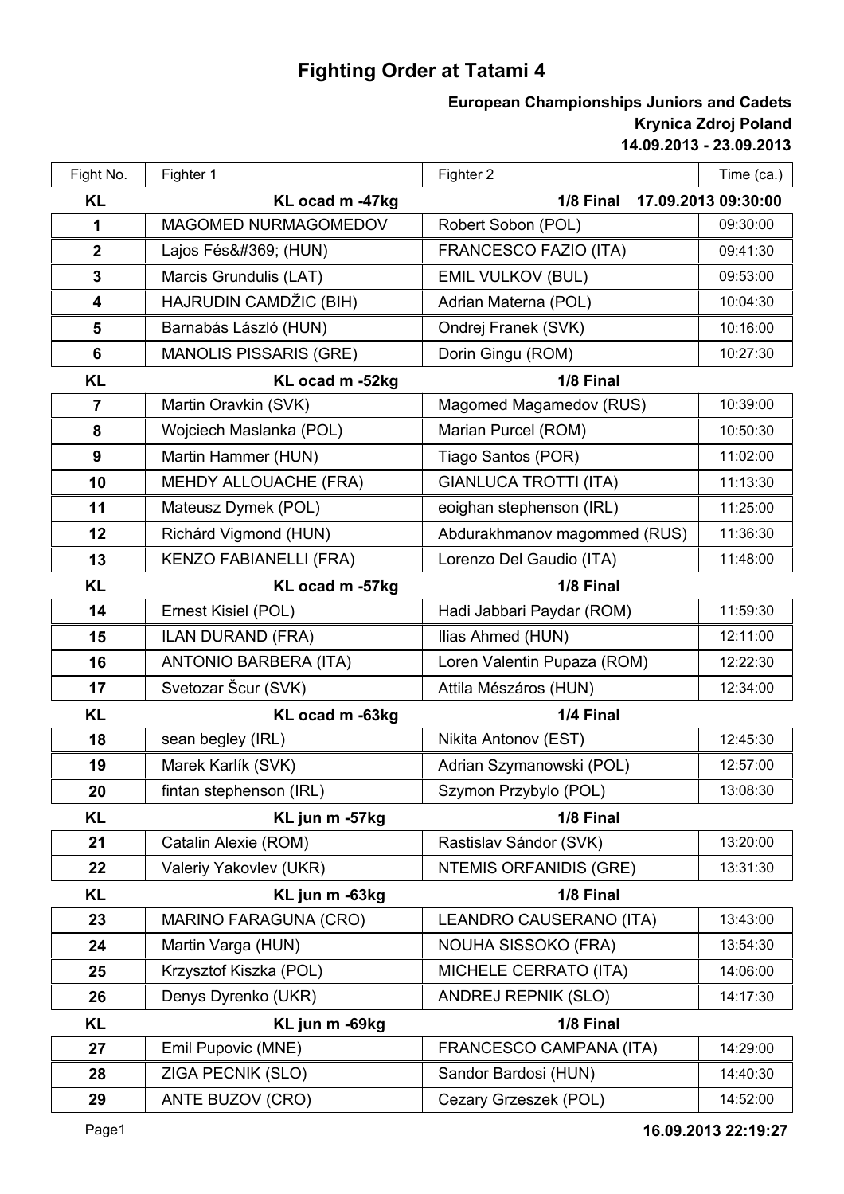# Fighting Order at Tatami 4

**European Championships Juniors and Cadets**
**Krynica Zdroj Poland**
**14.09.2013 - 23.09.2013**

| Fight No. | Fighter 1 | Fighter 2 | Time (ca.) |
|---|---|---|---|
| **KL** | **KL ocad m -47kg** | **1/8 Final** | **17.09.2013 09:30:00** |
| 1 | MAGOMED NURMAGOMEDOV | Robert Sobon (POL) | 09:30:00 |
| 2 | Lajos Fés&#369; (HUN) | FRANCESCO FAZIO (ITA) | 09:41:30 |
| 3 | Marcis Grundulis (LAT) | EMIL VULKOV (BUL) | 09:53:00 |
| 4 | HAJRUDIN CAMDŽIC (BIH) | Adrian Materna (POL) | 10:04:30 |
| 5 | Barnabás László (HUN) | Ondrej Franek (SVK) | 10:16:00 |
| 6 | MANOLIS PISSARIS (GRE) | Dorin Gingu (ROM) | 10:27:30 |
| **KL** | **KL ocad m -52kg** | **1/8 Final** | |
| 7 | Martin Oravkin (SVK) | Magomed Magamedov (RUS) | 10:39:00 |
| 8 | Wojciech Maslanka (POL) | Marian Purcel (ROM) | 10:50:30 |
| 9 | Martin Hammer (HUN) | Tiago Santos (POR) | 11:02:00 |
| 10 | MEHDY ALLOUACHE (FRA) | GIANLUCA TROTTI (ITA) | 11:13:30 |
| 11 | Mateusz Dymek (POL) | eoighan stephenson (IRL) | 11:25:00 |
| 12 | Richárd Vigmond (HUN) | Abdurakhmanov magommed (RUS) | 11:36:30 |
| 13 | KENZO FABIANELLI (FRA) | Lorenzo Del Gaudio (ITA) | 11:48:00 |
| **KL** | **KL ocad m -57kg** | **1/8 Final** | |
| 14 | Ernest Kisiel (POL) | Hadi Jabbari Paydar (ROM) | 11:59:30 |
| 15 | ILAN DURAND (FRA) | Ilias Ahmed (HUN) | 12:11:00 |
| 16 | ANTONIO BARBERA (ITA) | Loren Valentin Pupaza (ROM) | 12:22:30 |
| 17 | Svetozar Šcur (SVK) | Attila Mészáros (HUN) | 12:34:00 |
| **KL** | **KL ocad m -63kg** | **1/4 Final** | |
| 18 | sean begley (IRL) | Nikita Antonov (EST) | 12:45:30 |
| 19 | Marek Karlík (SVK) | Adrian Szymanowski (POL) | 12:57:00 |
| 20 | fintan stephenson (IRL) | Szymon Przybylo (POL) | 13:08:30 |
| **KL** | **KL jun m -57kg** | **1/8 Final** | |
| 21 | Catalin Alexie (ROM) | Rastislav Sándor (SVK) | 13:20:00 |
| 22 | Valeriy Yakovlev (UKR) | NTEMIS ORFANIDIS (GRE) | 13:31:30 |
| **KL** | **KL jun m -63kg** | **1/8 Final** | |
| 23 | MARINO FARAGUNA (CRO) | LEANDRO CAUSERANO (ITA) | 13:43:00 |
| 24 | Martin Varga (HUN) | NOUHA SISSOKO (FRA) | 13:54:30 |
| 25 | Krzysztof Kiszka (POL) | MICHELE CERRATO (ITA) | 14:06:00 |
| 26 | Denys Dyrenko (UKR) | ANDREJ REPNIK (SLO) | 14:17:30 |
| **KL** | **KL jun m -69kg** | **1/8 Final** | |
| 27 | Emil Pupovic (MNE) | FRANCESCO CAMPANA (ITA) | 14:29:00 |
| 28 | ZIGA PECNIK (SLO) | Sandor Bardosi (HUN) | 14:40:30 |
| 29 | ANTE BUZOV (CRO) | Cezary Grzeszek (POL) | 14:52:00 |

**16.09.2013 22:19:27**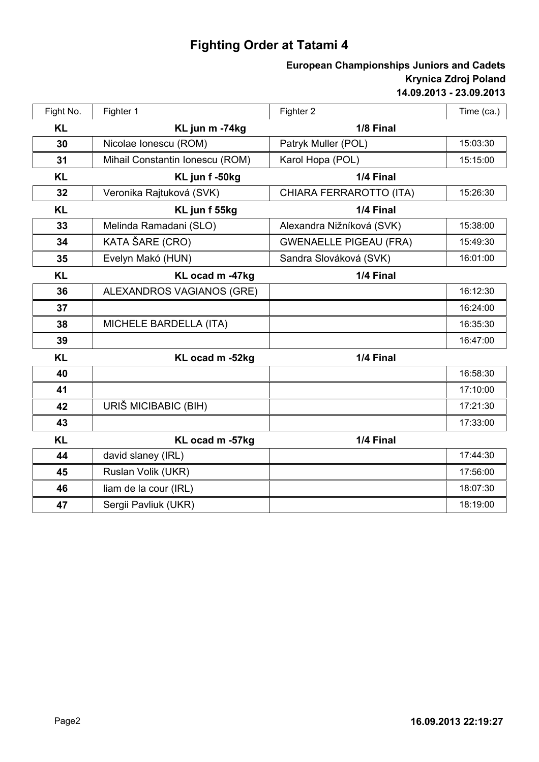# Fighting Order at Tatami 4

**European Championships Juniors and Cadets**
**Krynica Zdroj Poland**
**14.09.2013 - 23.09.2013**

| Fight No. | Fighter 1 | Fighter 2 | Time (ca.) |
|---|---|---|---|
| **KL** | **KL jun m -74kg** | **1/8 Final** | |
| 30 | Nicolae Ionescu (ROM) | Patryk Muller (POL) | 15:03:30 |
| 31 | Mihail Constantin Ionescu (ROM) | Karol Hopa (POL) | 15:15:00 |
| **KL** | **KL jun f -50kg** | **1/4 Final** | |
| 32 | Veronika Rajtuková (SVK) | CHIARA FERRAROTTO (ITA) | 15:26:30 |
| **KL** | **KL jun f 55kg** | **1/4 Final** | |
| 33 | Melinda Ramadani (SLO) | Alexandra Nižníková (SVK) | 15:38:00 |
| 34 | KATA ŠARE (CRO) | GWENAELLE PIGEAU (FRA) | 15:49:30 |
| 35 | Evelyn Makó (HUN) | Sandra Slováková (SVK) | 16:01:00 |
| **KL** | **KL ocad m -47kg** | **1/4 Final** | |
| 36 | ALEXANDROS VAGIANOS (GRE) | | 16:12:30 |
| 37 | | | 16:24:00 |
| 38 | MICHELE BARDELLA (ITA) | | 16:35:30 |
| 39 | | | 16:47:00 |
| **KL** | **KL ocad m -52kg** | **1/4 Final** | |
| 40 | | | 16:58:30 |
| 41 | | | 17:10:00 |
| 42 | URIŠ MICIBABIC (BIH) | | 17:21:30 |
| 43 | | | 17:33:00 |
| **KL** | **KL ocad m -57kg** | **1/4 Final** | |
| 44 | david slaney (IRL) | | 17:44:30 |
| 45 | Ruslan Volik (UKR) | | 17:56:00 |
| 46 | liam de la cour (IRL) | | 18:07:30 |
| 47 | Sergii Pavliuk (UKR) | | 18:19:00 |

**16.09.2013 22:19:27**